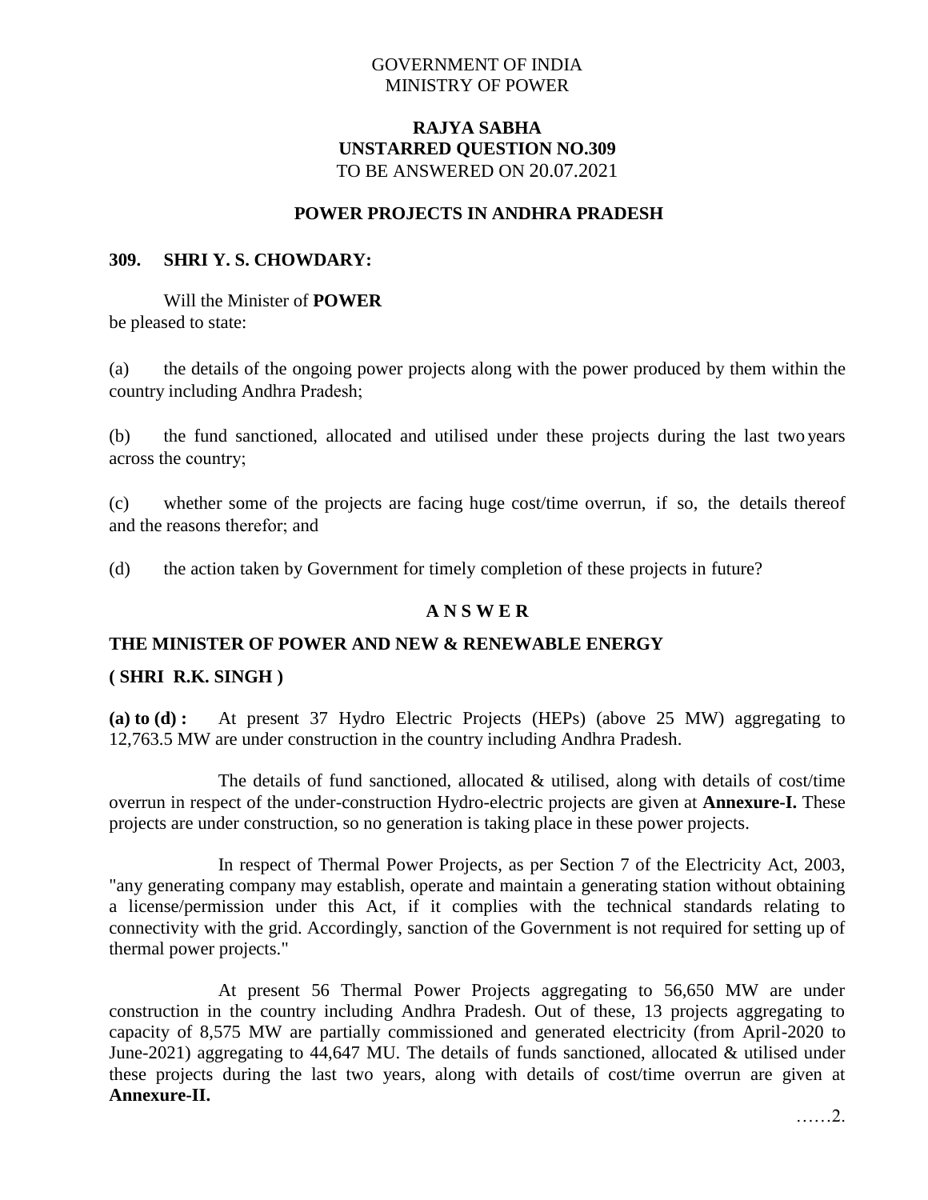GOVERNMENT OF INDIA
MINISTRY OF POWER

**RAJYA SABHA**
**UNSTARRED QUESTION NO.309**
TO BE ANSWERED ON 20.07.2021

## POWER PROJECTS IN ANDHRA PRADESH

**309. SHRI Y. S. CHOWDARY:**

Will the Minister of **POWER** be pleased to state:

(a) the details of the ongoing power projects along with the power produced by them within the country including Andhra Pradesh;

(b) the fund sanctioned, allocated and utilised under these projects during the last two years across the country;

(c) whether some of the projects are facing huge cost/time overrun, if so, the details thereof and the reasons therefor; and

(d) the action taken by Government for timely completion of these projects in future?

**A N S W E R**

**THE MINISTER OF POWER AND NEW & RENEWABLE ENERGY**

**( SHRI R.K. SINGH )**

**(a) to (d) :** At present 37 Hydro Electric Projects (HEPs) (above 25 MW) aggregating to 12,763.5 MW are under construction in the country including Andhra Pradesh.

The details of fund sanctioned, allocated & utilised, along with details of cost/time overrun in respect of the under-construction Hydro-electric projects are given at **Annexure-I.** These projects are under construction, so no generation is taking place in these power projects.

In respect of Thermal Power Projects, as per Section 7 of the Electricity Act, 2003, "any generating company may establish, operate and maintain a generating station without obtaining a license/permission under this Act, if it complies with the technical standards relating to connectivity with the grid. Accordingly, sanction of the Government is not required for setting up of thermal power projects."

At present 56 Thermal Power Projects aggregating to 56,650 MW are under construction in the country including Andhra Pradesh. Out of these, 13 projects aggregating to capacity of 8,575 MW are partially commissioned and generated electricity (from April-2020 to June-2021) aggregating to 44,647 MU. The details of funds sanctioned, allocated & utilised under these projects during the last two years, along with details of cost/time overrun are given at **Annexure-II.**

……2.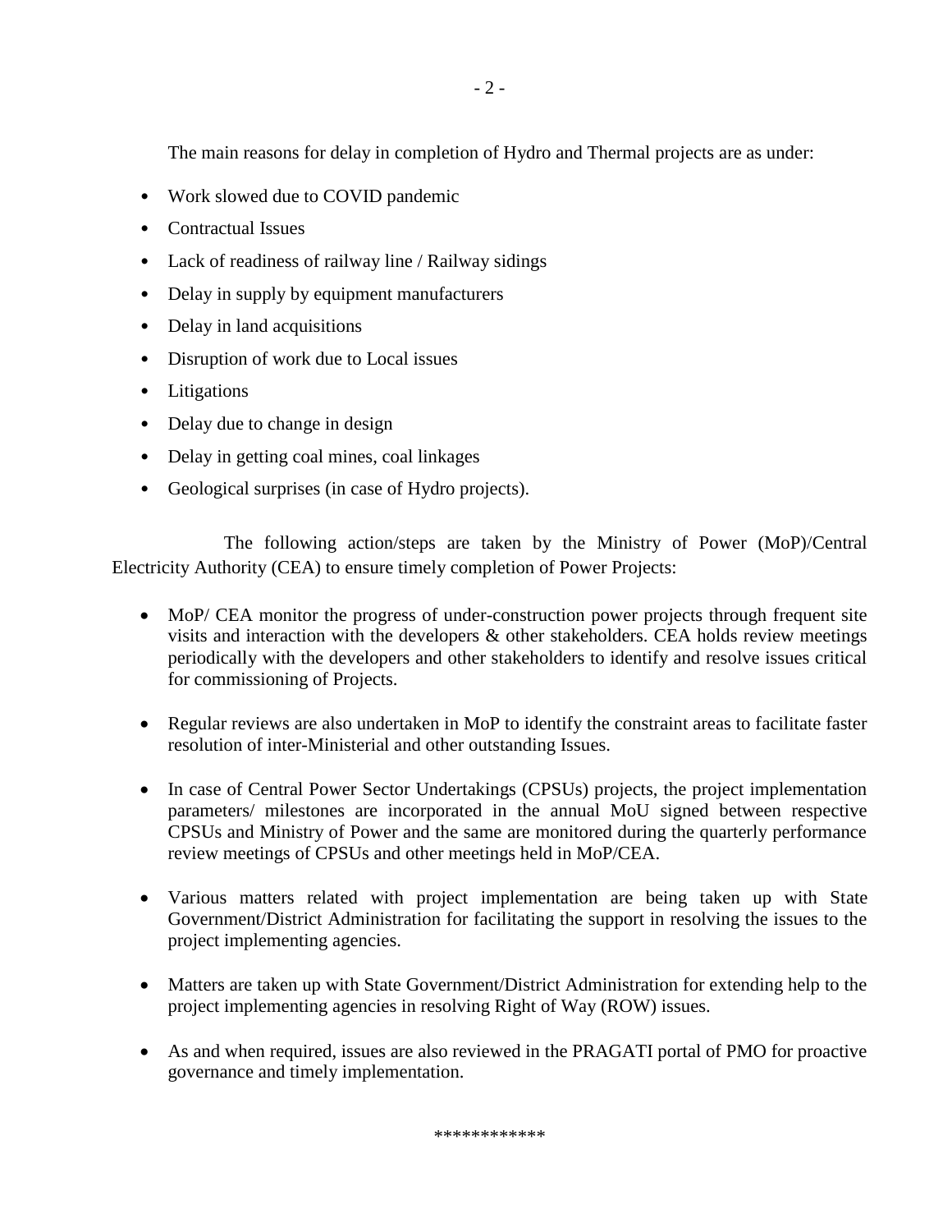The main reasons for delay in completion of Hydro and Thermal projects are as under:

- Work slowed due to COVID pandemic
- Contractual Issues
- Lack of readiness of railway line / Railway sidings
- Delay in supply by equipment manufacturers
- Delay in land acquisitions
- Disruption of work due to Local issues
- Litigations
- Delay due to change in design
- Delay in getting coal mines, coal linkages
- Geological surprises (in case of Hydro projects).

The following action/steps are taken by the Ministry of Power (MoP)/Central Electricity Authority (CEA) to ensure timely completion of Power Projects:

- MoP/ CEA monitor the progress of under-construction power projects through frequent site visits and interaction with the developers & other stakeholders. CEA holds review meetings periodically with the developers and other stakeholders to identify and resolve issues critical for commissioning of Projects.

- Regular reviews are also undertaken in MoP to identify the constraint areas to facilitate faster resolution of inter-Ministerial and other outstanding Issues.

- In case of Central Power Sector Undertakings (CPSUs) projects, the project implementation parameters/ milestones are incorporated in the annual MoU signed between respective CPSUs and Ministry of Power and the same are monitored during the quarterly performance review meetings of CPSUs and other meetings held in MoP/CEA.

- Various matters related with project implementation are being taken up with State Government/District Administration for facilitating the support in resolving the issues to the project implementing agencies.

- Matters are taken up with State Government/District Administration for extending help to the project implementing agencies in resolving Right of Way (ROW) issues.

- As and when required, issues are also reviewed in the PRAGATI portal of PMO for proactive governance and timely implementation.

************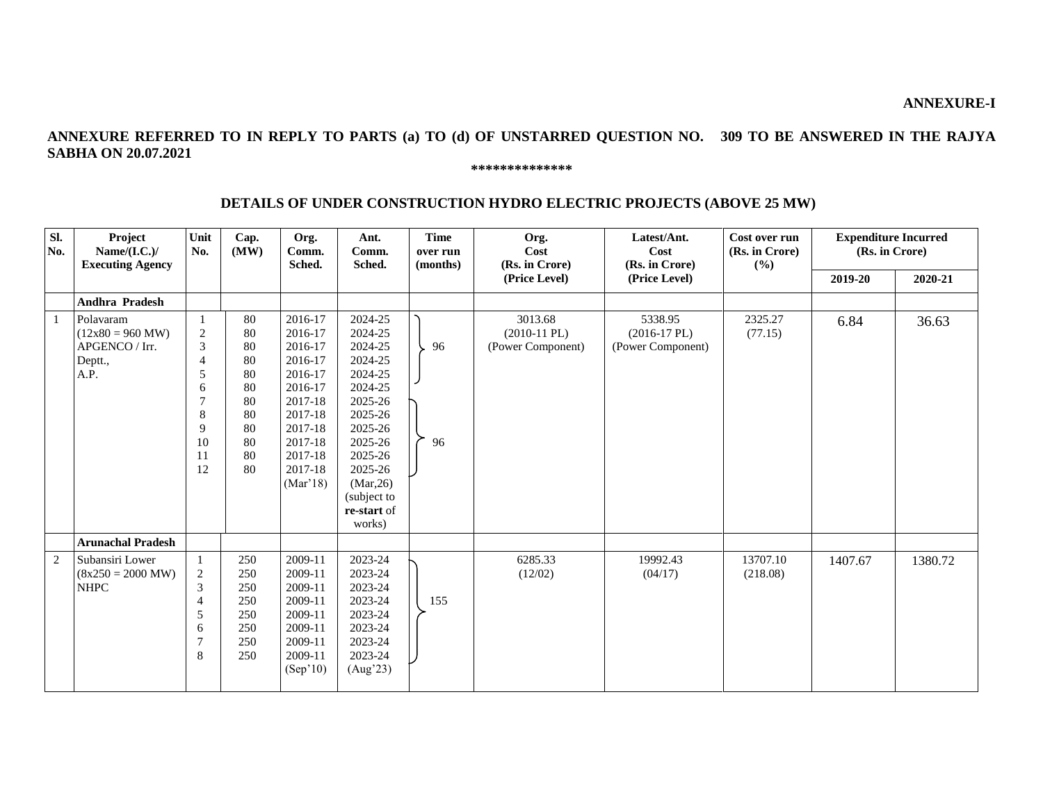**ANNEXURE-I**

**ANNEXURE REFERRED TO IN REPLY TO PARTS (a) TO (d) OF UNSTARRED QUESTION NO. 309 TO BE ANSWERED IN THE RAJYA SABHA ON 20.07.2021**

**************

## DETAILS OF UNDER CONSTRUCTION HYDRO ELECTRIC PROJECTS (ABOVE 25 MW)

| Sl. No. | Project Name/(I.C.)/ Executing Agency | Unit No. | Cap. (MW) | Org. Comm. Sched. | Ant. Comm. Sched. | Time over run (months) | Org. Cost (Rs. in Crore) (Price Level) | Latest/Ant. Cost (Rs. in Crore) (Price Level) | Cost over run (Rs. in Crore) (%) | Expenditure Incurred (Rs. in Crore) | |
|---|---|---|---|---|---|---|---|---|---|---|---|
| | | | | | | | | | | 2019-20 | 2020-21 |
| | **Andhra Pradesh** | | | | | | | | | | |
| 1 | Polavaram (12x80 = 960 MW) APGENCO / Irr. Deptt., A.P. | 1<br>2<br>3<br>4<br>5<br>6<br>7<br>8<br>9<br>10<br>11<br>12 | 80<br>80<br>80<br>80<br>80<br>80<br>80<br>80<br>80<br>80<br>80<br>80 | 2016-17<br>2016-17<br>2016-17<br>2016-17<br>2016-17<br>2016-17<br>2017-18<br>2017-18<br>2017-18<br>2017-18<br>2017-18<br>2017-18<br>(Mar'18) | 2024-25<br>2024-25<br>2024-25<br>2024-25<br>2024-25<br>2024-25<br>2025-26<br>2025-26<br>2025-26<br>2025-26<br>2025-26<br>2025-26<br>(Mar,26)<br>(subject to **re-start** of works) | 96 (Units 1-6)<br>96 (Units 7-12) | 3013.68<br>(2010-11 PL)<br>(Power Component) | 5338.95<br>(2016-17 PL)<br>(Power Component) | 2325.27<br>(77.15) | 6.84 | 36.63 |
| | **Arunachal Pradesh** | | | | | | | | | | |
| 2 | Subansiri Lower (8x250 = 2000 MW) NHPC | 1<br>2<br>3<br>4<br>5<br>6<br>7<br>8 | 250<br>250<br>250<br>250<br>250<br>250<br>250<br>250 | 2009-11<br>2009-11<br>2009-11<br>2009-11<br>2009-11<br>2009-11<br>2009-11<br>2009-11<br>(Sep'10) | 2023-24<br>2023-24<br>2023-24<br>2023-24<br>2023-24<br>2023-24<br>2023-24<br>2023-24<br>(Aug'23) | 155 | 6285.33<br>(12/02) | 19992.43<br>(04/17) | 13707.10<br>(218.08) | 1407.67 | 1380.72 |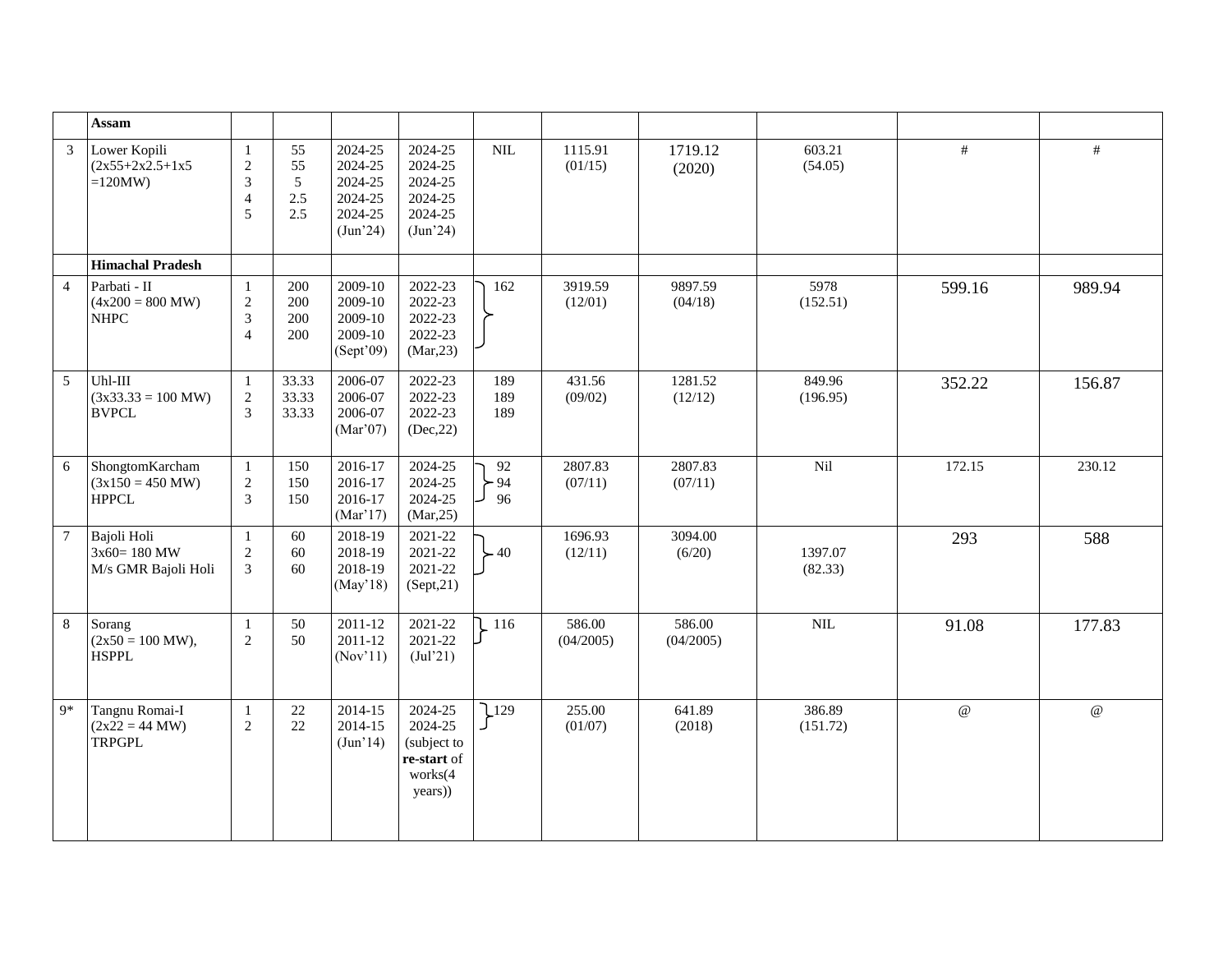| | | | | | | | | | | | |
|---|---|---|---|---|---|---|---|---|---|---|---|
| | **Assam** | | | | | | | | | | |
| 3 | Lower Kopili (2x55+2x2.5+1x5 =120MW) | 1<br>2<br>3<br>4<br>5 | 55<br>55<br>5<br>2.5<br>2.5 | 2024-25<br>2024-25<br>2024-25<br>2024-25<br>2024-25<br>(Jun'24) | 2024-25<br>2024-25<br>2024-25<br>2024-25<br>2024-25<br>(Jun'24) | NIL | 1115.91<br>(01/15) | 1719.12<br>(2020) | 603.21<br>(54.05) | # | # |
| | **Himachal Pradesh** | | | | | | | | | | |
| 4 | Parbati - II (4x200 = 800 MW) NHPC | 1<br>2<br>3<br>4 | 200<br>200<br>200<br>200 | 2009-10<br>2009-10<br>2009-10<br>2009-10<br>(Sept'09) | 2022-23<br>2022-23<br>2022-23<br>2022-23<br>(Mar,23) | 162 | 3919.59<br>(12/01) | 9897.59<br>(04/18) | 5978<br>(152.51) | 599.16 | 989.94 |
| 5 | Uhl-III (3x33.33 = 100 MW) BVPCL | 1<br>2<br>3 | 33.33<br>33.33<br>33.33 | 2006-07<br>2006-07<br>2006-07<br>(Mar'07) | 2022-23<br>2022-23<br>2022-23<br>(Dec,22) | 189<br>189<br>189 | 431.56<br>(09/02) | 1281.52<br>(12/12) | 849.96<br>(196.95) | 352.22 | 156.87 |
| 6 | ShongtomKarcham (3x150 = 450 MW) HPPCL | 1<br>2<br>3 | 150<br>150<br>150 | 2016-17<br>2016-17<br>2016-17<br>(Mar'17) | 2024-25<br>2024-25<br>2024-25<br>(Mar,25) | 92<br>94<br>96 | 2807.83<br>(07/11) | 2807.83<br>(07/11) | Nil | 172.15 | 230.12 |
| 7 | Bajoli Holi 3x60= 180 MW M/s GMR Bajoli Holi | 1<br>2<br>3 | 60<br>60<br>60 | 2018-19<br>2018-19<br>2018-19<br>(May'18) | 2021-22<br>2021-22<br>2021-22<br>(Sept,21) | 40 | 1696.93<br>(12/11) | 3094.00<br>(6/20) | 1397.07<br>(82.33) | 293 | 588 |
| 8 | Sorang (2x50 = 100 MW), HSPPL | 1<br>2 | 50<br>50 | 2011-12<br>2011-12<br>(Nov'11) | 2021-22<br>2021-22<br>(Jul'21) | 116 | 586.00<br>(04/2005) | 586.00<br>(04/2005) | NIL | 91.08 | 177.83 |
| 9* | Tangnu Romai-I (2x22 = 44 MW) TRPGPL | 1<br>2 | 22<br>22 | 2014-15<br>2014-15<br>(Jun'14) | 2024-25<br>2024-25<br>(subject to **re-start** of works(4 years)) | 129 | 255.00<br>(01/07) | 641.89<br>(2018) | 386.89<br>(151.72) | @ | @ |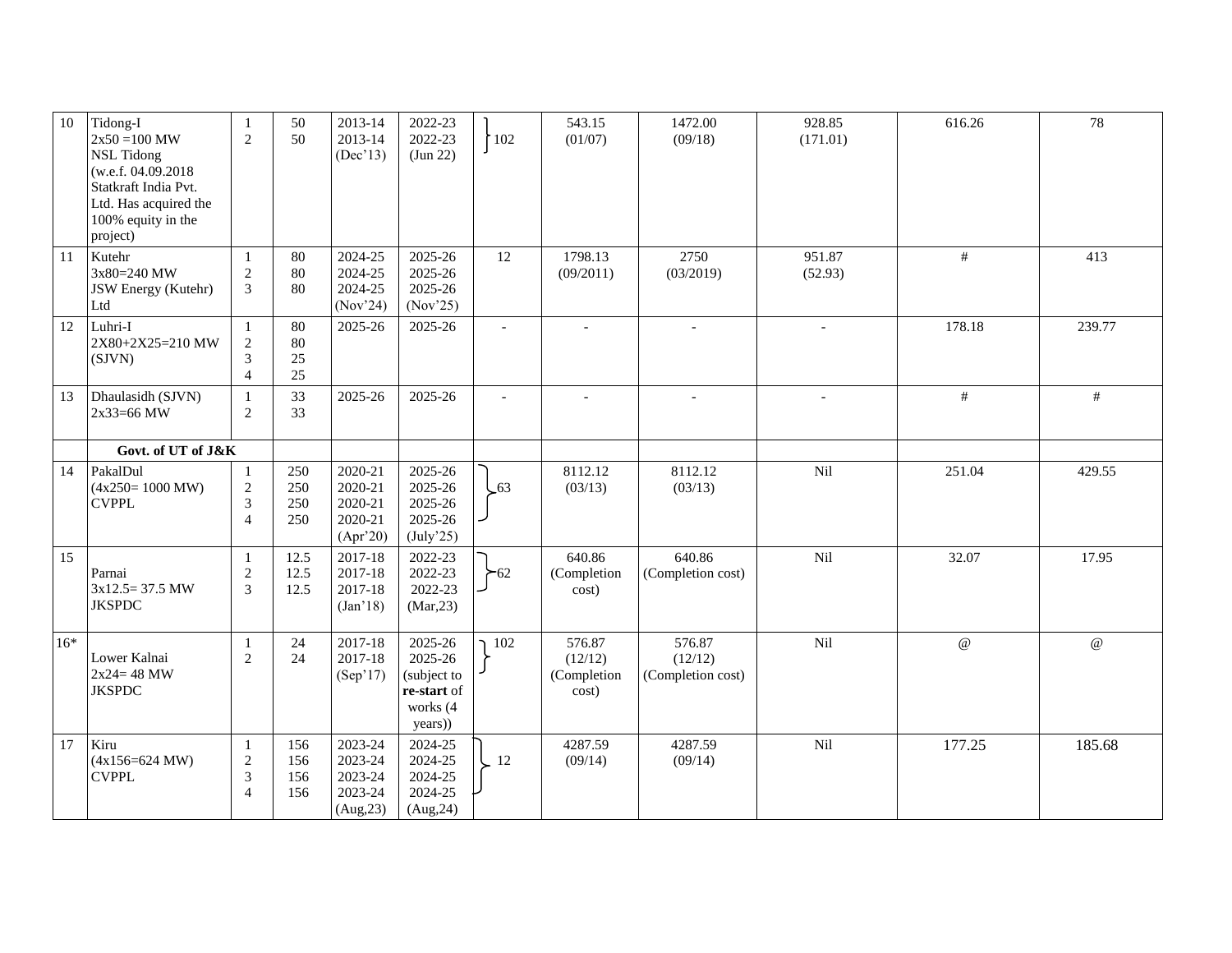| | | | | | | | | | | | |
|---|---|---|---|---|---|---|---|---|---|---|---|
| 10 | Tidong-I<br>2x50 =100 MW<br>NSL Tidong<br>(w.e.f. 04.09.2018 Statkraft India Pvt. Ltd. Has acquired the 100% equity in the project) | 1<br>2 | 50<br>50 | 2013-14<br>2013-14<br>(Dec'13) | 2022-23<br>2022-23<br>(Jun 22) | 102 | 543.15<br>(01/07) | 1472.00<br>(09/18) | 928.85<br>(171.01) | 616.26 | 78 |
| 11 | Kutehr<br>3x80=240 MW<br>JSW Energy (Kutehr) Ltd | 1<br>2<br>3 | 80<br>80<br>80 | 2024-25<br>2024-25<br>2024-25<br>(Nov'24) | 2025-26<br>2025-26<br>2025-26<br>(Nov'25) | 12 | 1798.13<br>(09/2011) | 2750<br>(03/2019) | 951.87<br>(52.93) | # | 413 |
| 12 | Luhri-I<br>2X80+2X25=210 MW<br>(SJVN) | 1<br>2<br>3<br>4 | 80<br>80<br>25<br>25 | 2025-26 | 2025-26 | - | - | - | - | 178.18 | 239.77 |
| 13 | Dhaulasidh (SJVN)<br>2x33=66 MW | 1<br>2 | 33<br>33 | 2025-26 | 2025-26 | - | - | - | - | # | # |
| | **Govt. of UT of J&K** | | | | | | | | | | |
| 14 | PakalDul<br>(4x250= 1000 MW)<br>CVPPL | 1<br>2<br>3<br>4 | 250<br>250<br>250<br>250 | 2020-21<br>2020-21<br>2020-21<br>2020-21<br>(Apr'20) | 2025-26<br>2025-26<br>2025-26<br>2025-26<br>(July'25) | 63 | 8112.12<br>(03/13) | 8112.12<br>(03/13) | Nil | 251.04 | 429.55 |
| 15 | Parnai<br>3x12.5= 37.5 MW<br>JKSPDC | 1<br>2<br>3 | 12.5<br>12.5<br>12.5 | 2017-18<br>2017-18<br>2017-18<br>(Jan'18) | 2022-23<br>2022-23<br>2022-23<br>(Mar,23) | 62 | 640.86<br>(Completion cost) | 640.86<br>(Completion cost) | Nil | 32.07 | 17.95 |
| 16* | Lower Kalnai<br>2x24= 48 MW<br>JKSPDC | 1<br>2 | 24<br>24 | 2017-18<br>2017-18<br>(Sep'17) | 2025-26<br>2025-26<br>(subject to **re-start** of works (4 years)) | 102 | 576.87<br>(12/12)<br>(Completion cost) | 576.87<br>(12/12)<br>(Completion cost) | Nil | @ | @ |
| 17 | Kiru<br>(4x156=624 MW)<br>CVPPL | 1<br>2<br>3<br>4 | 156<br>156<br>156<br>156 | 2023-24<br>2023-24<br>2023-24<br>2023-24<br>(Aug,23) | 2024-25<br>2024-25<br>2024-25<br>2024-25<br>(Aug,24) | 12 | 4287.59<br>(09/14) | 4287.59<br>(09/14) | Nil | 177.25 | 185.68 |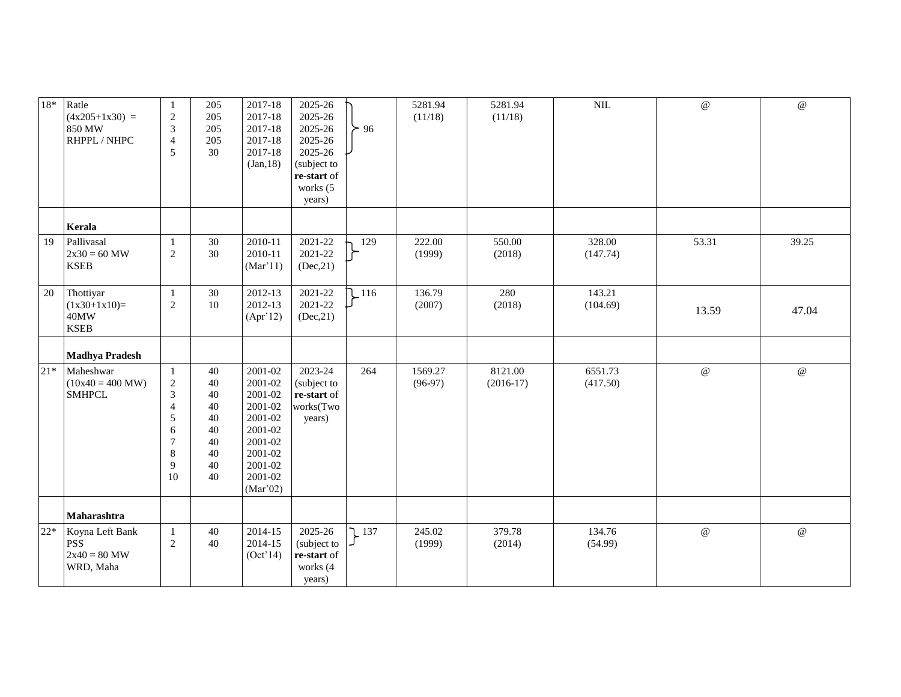| | | | | | | | | | | | |
|---|---|---|---|---|---|---|---|---|---|---|---|
| 18* | Ratle (4x205+1x30) = 850 MW RHPPL / NHPC | 1<br>2<br>3<br>4<br>5 | 205<br>205<br>205<br>205<br>30 | 2017-18<br>2017-18<br>2017-18<br>2017-18<br>2017-18<br>(Jan,18) | 2025-26<br>2025-26<br>2025-26<br>2025-26<br>2025-26<br>(subject to **re-start** of works (5 years) | 96 | 5281.94<br>(11/18) | 5281.94<br>(11/18) | NIL | @ | @ |
| | **Kerala** | | | | | | | | | | |
| 19 | Pallivasal 2x30 = 60 MW KSEB | 1<br>2 | 30<br>30 | 2010-11<br>2010-11<br>(Mar'11) | 2021-22<br>2021-22<br>(Dec,21) | 129 | 222.00<br>(1999) | 550.00<br>(2018) | 328.00<br>(147.74) | 53.31 | 39.25 |
| 20 | Thottiyar (1x30+1x10)= 40MW KSEB | 1<br>2 | 30<br>10 | 2012-13<br>2012-13<br>(Apr'12) | 2021-22<br>2021-22<br>(Dec,21) | 116 | 136.79<br>(2007) | 280<br>(2018) | 143.21<br>(104.69) | 13.59 | 47.04 |
| | **Madhya Pradesh** | | | | | | | | | | |
| 21* | Maheshwar (10x40 = 400 MW) SMHPCL | 1<br>2<br>3<br>4<br>5<br>6<br>7<br>8<br>9<br>10 | 40<br>40<br>40<br>40<br>40<br>40<br>40<br>40<br>40<br>40 | 2001-02<br>2001-02<br>2001-02<br>2001-02<br>2001-02<br>2001-02<br>2001-02<br>2001-02<br>2001-02<br>2001-02<br>(Mar'02) | 2023-24<br>(subject to **re-start** of works(Two years) | 264 | 1569.27<br>(96-97) | 8121.00<br>(2016-17) | 6551.73<br>(417.50) | @ | @ |
| | **Maharashtra** | | | | | | | | | | |
| 22* | Koyna Left Bank PSS 2x40 = 80 MW WRD, Maha | 1<br>2 | 40<br>40 | 2014-15<br>2014-15<br>(Oct'14) | 2025-26<br>(subject to **re-start** of works (4 years) | 137 | 245.02<br>(1999) | 379.78<br>(2014) | 134.76<br>(54.99) | @ | @ |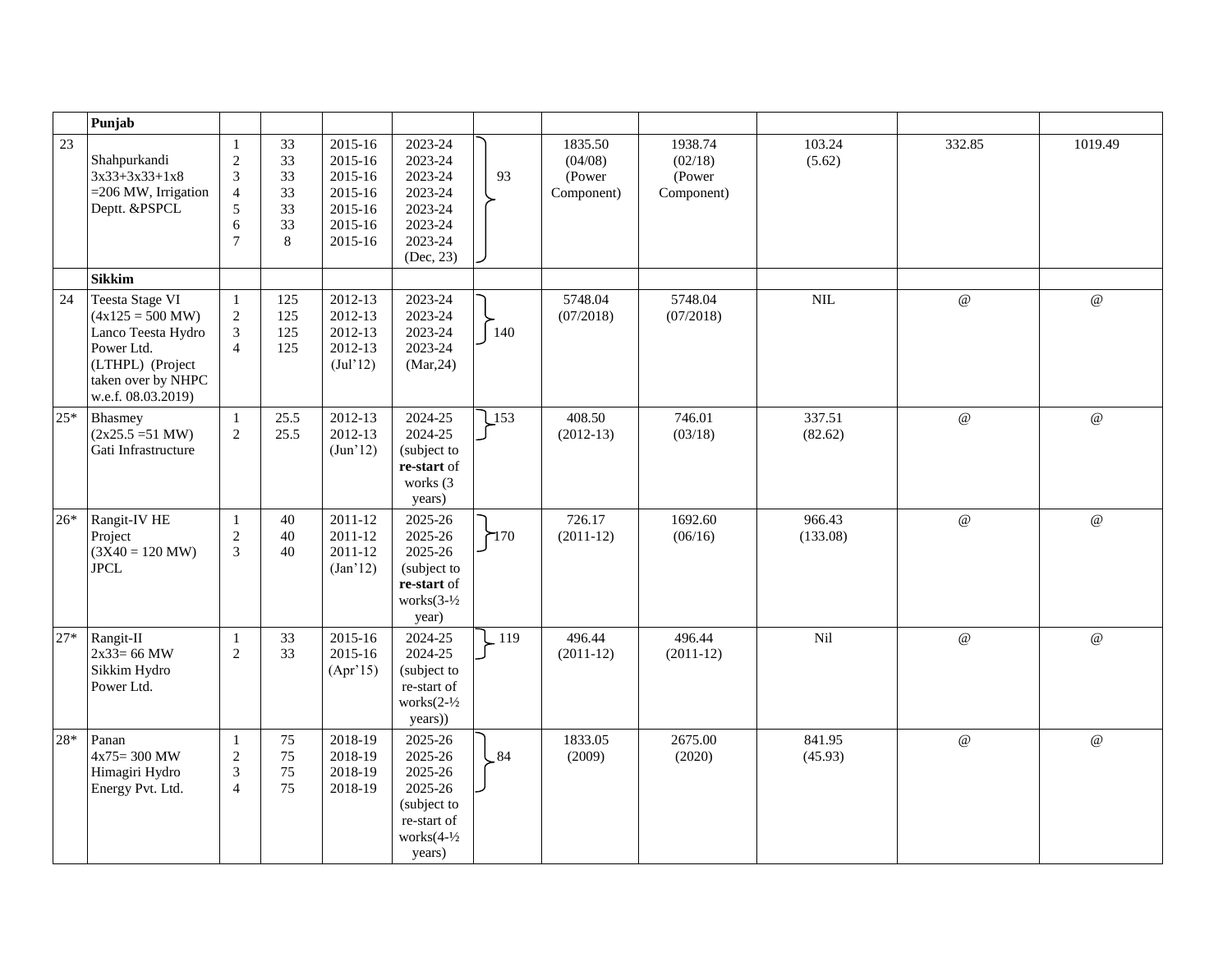| | | | | | | | | | | | |
|---|---|---|---|---|---|---|---|---|---|---|---|
| | **Punjab** | | | | | | | | | | |
| 23 | Shahpurkandi 3x33+3x33+1x8 =206 MW, Irrigation Deptt. &PSPCL | 1<br>2<br>3<br>4<br>5<br>6<br>7 | 33<br>33<br>33<br>33<br>33<br>33<br>8 | 2015-16<br>2015-16<br>2015-16<br>2015-16<br>2015-16<br>2015-16<br>2015-16 | 2023-24<br>2023-24<br>2023-24<br>2023-24<br>2023-24<br>2023-24<br>2023-24<br>(Dec, 23) | 93 | 1835.50<br>(04/08)<br>(Power Component) | 1938.74<br>(02/18)<br>(Power Component) | 103.24<br>(5.62) | 332.85 | 1019.49 |
| | **Sikkim** | | | | | | | | | | |
| 24 | Teesta Stage VI (4x125 = 500 MW) Lanco Teesta Hydro Power Ltd. (LTHPL) (Project taken over by NHPC w.e.f. 08.03.2019) | 1<br>2<br>3<br>4 | 125<br>125<br>125<br>125 | 2012-13<br>2012-13<br>2012-13<br>2012-13<br>(Jul'12) | 2023-24<br>2023-24<br>2023-24<br>2023-24<br>(Mar,24) | 140 | 5748.04<br>(07/2018) | 5748.04<br>(07/2018) | NIL | @ | @ |
| 25* | Bhasmey (2x25.5 =51 MW) Gati Infrastructure | 1<br>2 | 25.5<br>25.5 | 2012-13<br>2012-13<br>(Jun'12) | 2024-25<br>2024-25<br>(subject to **re-start** of works (3 years) | 153 | 408.50<br>(2012-13) | 746.01<br>(03/18) | 337.51<br>(82.62) | @ | @ |
| 26* | Rangit-IV HE Project (3X40 = 120 MW) JPCL | 1<br>2<br>3 | 40<br>40<br>40 | 2011-12<br>2011-12<br>2011-12<br>(Jan'12) | 2025-26<br>2025-26<br>2025-26<br>(subject to **re-start** of works(3-½ year) | 170 | 726.17<br>(2011-12) | 1692.60<br>(06/16) | 966.43<br>(133.08) | @ | @ |
| 27* | Rangit-II 2x33= 66 MW Sikkim Hydro Power Ltd. | 1<br>2 | 33<br>33 | 2015-16<br>2015-16<br>(Apr'15) | 2024-25<br>2024-25<br>(subject to re-start of works(2-½ years)) | 119 | 496.44<br>(2011-12) | 496.44<br>(2011-12) | Nil | @ | @ |
| 28* | Panan 4x75= 300 MW Himagiri Hydro Energy Pvt. Ltd. | 1<br>2<br>3<br>4 | 75<br>75<br>75<br>75 | 2018-19<br>2018-19<br>2018-19<br>2018-19 | 2025-26<br>2025-26<br>2025-26<br>2025-26<br>(subject to re-start of works(4-½ years) | 84 | 1833.05<br>(2009) | 2675.00<br>(2020) | 841.95<br>(45.93) | @ | @ |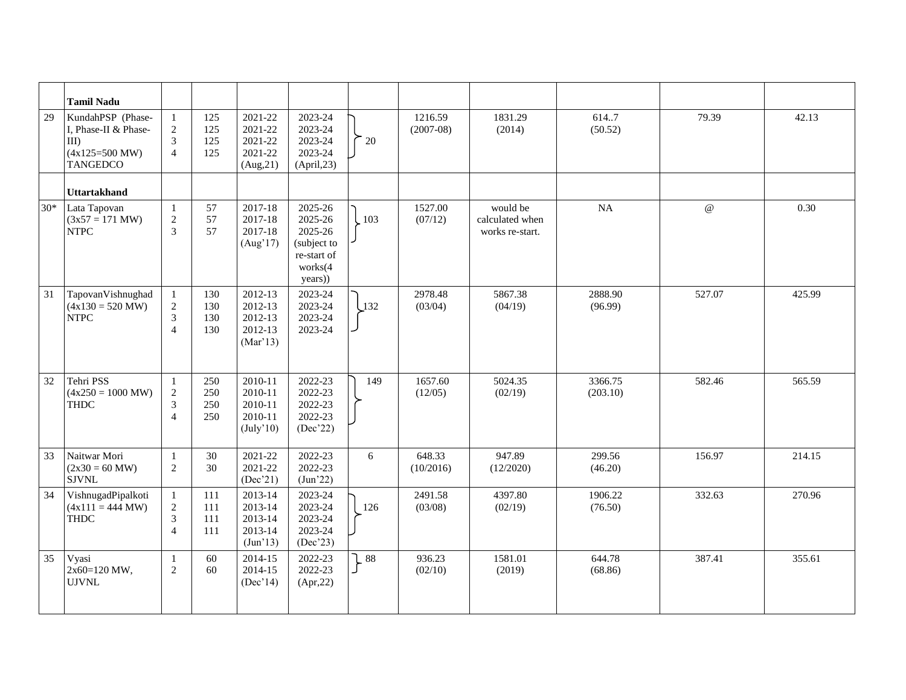| | | | | | | | | | | | |
|---|---|---|---|---|---|---|---|---|---|---|---|
| | **Tamil Nadu** | | | | | | | | | | |
| 29 | KundahPSP (Phase-I, Phase-II & Phase-III)<br>(4x125=500 MW)<br>TANGEDCO | 1<br>2<br>3<br>4 | 125<br>125<br>125<br>125 | 2021-22<br>2021-22<br>2021-22<br>2021-22<br>(Aug,21) | 2023-24<br>2023-24<br>2023-24<br>2023-24<br>(April,23) | 20 | 1216.59<br>(2007-08) | 1831.29<br>(2014) | 614..7<br>(50.52) | 79.39 | 42.13 |
| | **Uttartakhand** | | | | | | | | | | |
| 30* | Lata Tapovan<br>(3x57 = 171 MW)<br>NTPC | 1<br>2<br>3 | 57<br>57<br>57 | 2017-18<br>2017-18<br>2017-18<br>(Aug'17) | 2025-26<br>2025-26<br>2025-26<br>(subject to re-start of works(4 years)) | 103 | 1527.00<br>(07/12) | would be calculated when works re-start. | NA | @ | 0.30 |
| 31 | TapovanVishnughad<br>(4x130 = 520 MW)<br>NTPC | 1<br>2<br>3<br>4 | 130<br>130<br>130<br>130 | 2012-13<br>2012-13<br>2012-13<br>2012-13<br>(Mar'13) | 2023-24<br>2023-24<br>2023-24<br>2023-24 | 132 | 2978.48<br>(03/04) | 5867.38<br>(04/19) | 2888.90<br>(96.99) | 527.07 | 425.99 |
| 32 | Tehri PSS<br>(4x250 = 1000 MW)<br>THDC | 1<br>2<br>3<br>4 | 250<br>250<br>250<br>250 | 2010-11<br>2010-11<br>2010-11<br>2010-11<br>(July'10) | 2022-23<br>2022-23<br>2022-23<br>2022-23<br>(Dec'22) | 149 | 1657.60<br>(12/05) | 5024.35<br>(02/19) | 3366.75<br>(203.10) | 582.46 | 565.59 |
| 33 | Naitwar Mori<br>(2x30 = 60 MW)<br>SJVNL | 1<br>2 | 30<br>30 | 2021-22<br>2021-22<br>(Dec'21) | 2022-23<br>2022-23<br>(Jun'22) | 6 | 648.33<br>(10/2016) | 947.89<br>(12/2020) | 299.56<br>(46.20) | 156.97 | 214.15 |
| 34 | VishnugadPipalkoti<br>(4x111 = 444 MW)<br>THDC | 1<br>2<br>3<br>4 | 111<br>111<br>111<br>111 | 2013-14<br>2013-14<br>2013-14<br>2013-14<br>(Jun'13) | 2023-24<br>2023-24<br>2023-24<br>2023-24<br>(Dec'23) | 126 | 2491.58<br>(03/08) | 4397.80<br>(02/19) | 1906.22<br>(76.50) | 332.63 | 270.96 |
| 35 | Vyasi<br>2x60=120 MW,<br>UJVNL | 1<br>2 | 60<br>60 | 2014-15<br>2014-15<br>(Dec'14) | 2022-23<br>2022-23<br>(Apr,22) | 88 | 936.23<br>(02/10) | 1581.01<br>(2019) | 644.78<br>(68.86) | 387.41 | 355.61 |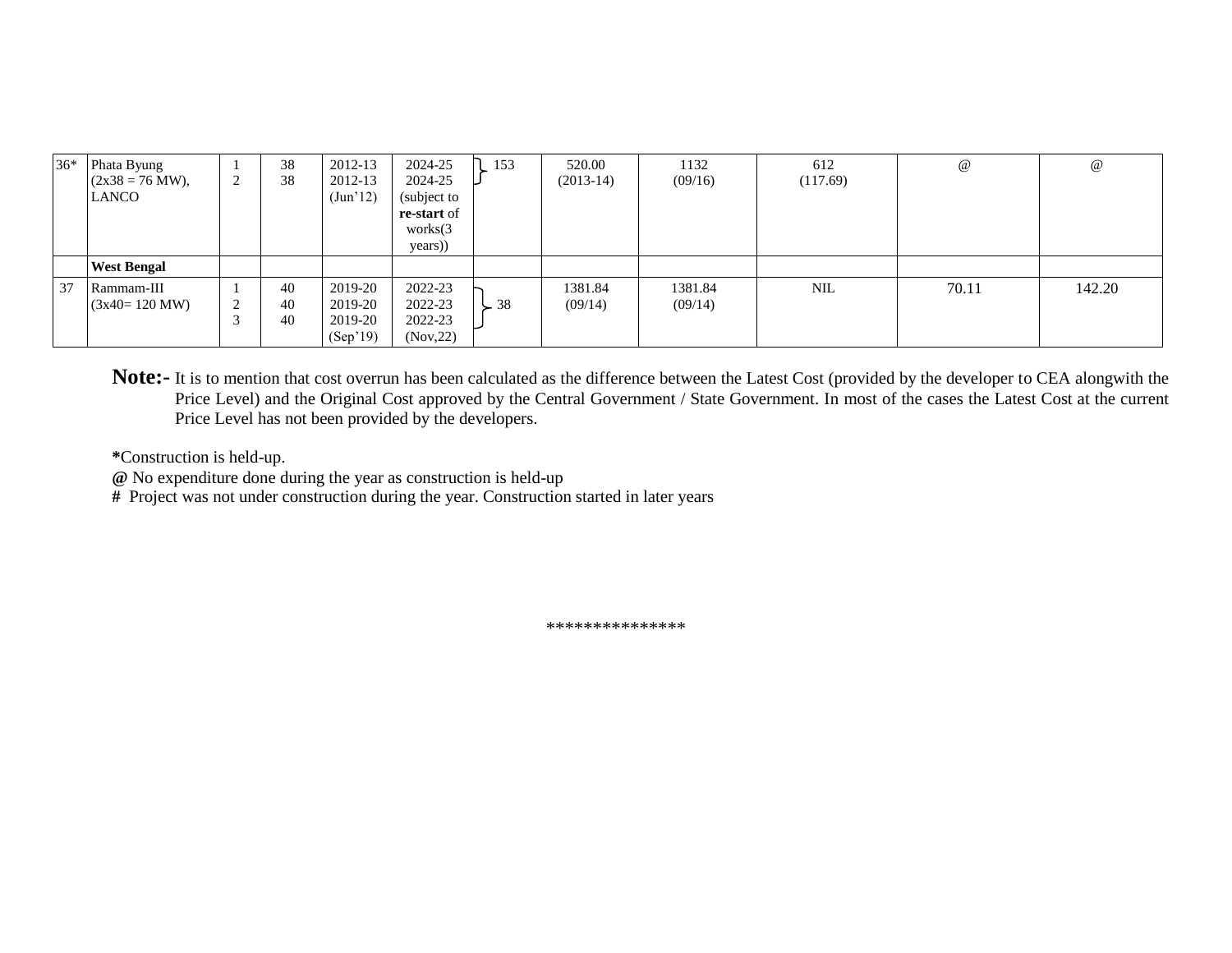| | | | | | | | | | | | |
|---|---|---|---|---|---|---|---|---|---|---|---|
| 36* | Phata Byung (2x38 = 76 MW), LANCO | 1<br>2 | 38<br>38 | 2012-13<br>2012-13<br>(Jun'12) | 2024-25<br>2024-25<br>(subject to **re-start** of works(3 years)) | 153 | 520.00<br>(2013-14) | 1132<br>(09/16) | 612<br>(117.69) | @ | @ |
| | **West Bengal** | | | | | | | | | | |
| 37 | Rammam-III (3x40= 120 MW) | 1<br>2<br>3 | 40<br>40<br>40 | 2019-20<br>2019-20<br>2019-20<br>(Sep'19) | 2022-23<br>2022-23<br>2022-23<br>(Nov,22) | 38 | 1381.84<br>(09/14) | 1381.84<br>(09/14) | NIL | 70.11 | 142.20 |

**Note:-** It is to mention that cost overrun has been calculated as the difference between the Latest Cost (provided by the developer to CEA alongwith the Price Level) and the Original Cost approved by the Central Government / State Government. In most of the cases the Latest Cost at the current Price Level has not been provided by the developers.

**\***Construction is held-up.

**@** No expenditure done during the year as construction is held-up

**#** Project was not under construction during the year. Construction started in later years

***************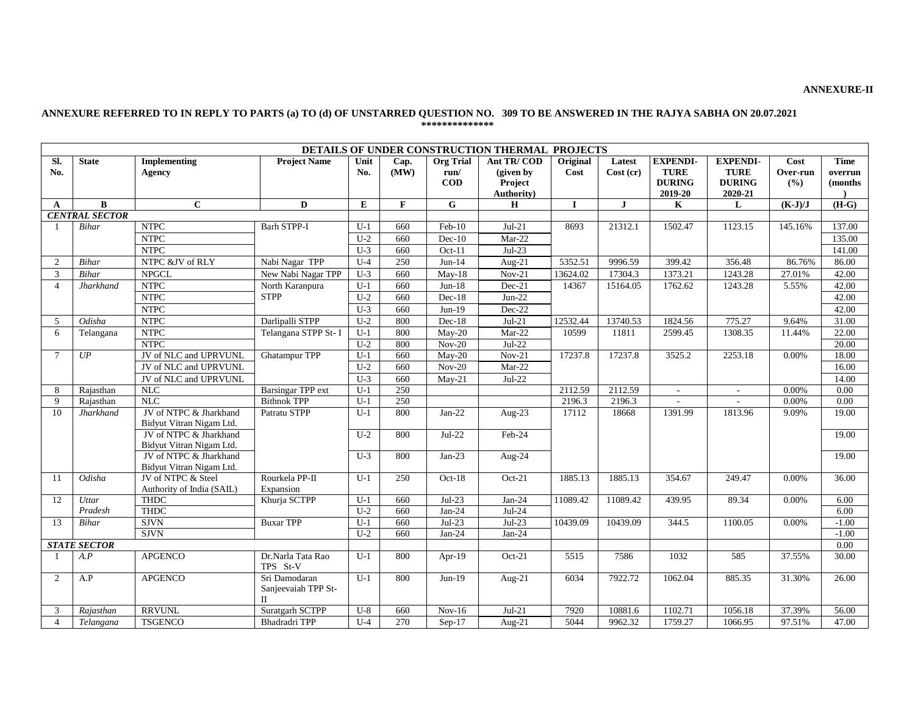**ANNEXURE-II**

**ANNEXURE REFERRED TO IN REPLY TO PARTS (a) TO (d) OF UNSTARRED QUESTION NO. 309 TO BE ANSWERED IN THE RAJYA SABHA ON 20.07.2021**

**\*\*\*\*\*\*\*\*\*\*\*\*\*\***

| DETAILS OF UNDER CONSTRUCTION THERMAL PROJECTS | | | | | | | | | | | | | |
|---|---|---|---|---|---|---|---|---|---|---|---|---|---|
| **Sl. No.** | **State** | **Implementing Agency** | **Project Name** | **Unit No.** | **Cap. (MW)** | **Org Trial run/ COD** | **Ant TR/ COD (given by Project Authority)** | **Original Cost** | **Latest Cost (cr)** | **EXPENDI-TURE DURING 2019-20** | **EXPENDI-TURE DURING 2020-21** | **Cost Over-run (%)** | **Time overrun (months)** |
| **A** | **B** | **C** | **D** | **E** | **F** | **G** | **H** | **I** | **J** | **K** | **L** | **(K-J)/J** | **(H-G)** |
| ***CENTRAL SECTOR*** | | | | | | | | | | | | | |
| 1 | *Bihar* | NTPC | Barh STPP-I | U-1 | 660 | Feb-10 | Jul-21 | 8693 | 21312.1 | 1502.47 | 1123.15 | 145.16% | 137.00 |
| | | NTPC | | U-2 | 660 | Dec-10 | Mar-22 | | | | | | 135.00 |
| | | NTPC | | U-3 | 660 | Oct-11 | Jul-23 | | | | | | 141.00 |
| 2 | *Bihar* | NTPC &JV of RLY | Nabi Nagar TPP | U-4 | 250 | Jun-14 | Aug-21 | 5352.51 | 9996.59 | 399.42 | 356.48 | 86.76% | 86.00 |
| 3 | *Bihar* | NPGCL | New Nabi Nagar TPP | U-3 | 660 | May-18 | Nov-21 | 13624.02 | 17304.3 | 1373.21 | 1243.28 | 27.01% | 42.00 |
| 4 | *Jharkhand* | NTPC | North Karanpura STPP | U-1 | 660 | Jun-18 | Dec-21 | 14367 | 15164.05 | 1762.62 | 1243.28 | 5.55% | 42.00 |
| | | NTPC | | U-2 | 660 | Dec-18 | Jun-22 | | | | | | 42.00 |
| | | NTPC | | U-3 | 660 | Jun-19 | Dec-22 | | | | | | 42.00 |
| 5 | *Odisha* | NTPC | Darlipalli STPP | U-2 | 800 | Dec-18 | Jul-21 | 12532.44 | 13740.53 | 1824.56 | 775.27 | 9.64% | 31.00 |
| 6 | Telangana | NTPC | Telangana STPP St- I | U-1 | 800 | May-20 | Mar-22 | 10599 | 11811 | 2599.45 | 1308.35 | 11.44% | 22.00 |
| | | NTPC | | U-2 | 800 | Nov-20 | Jul-22 | | | | | | 20.00 |
| 7 | *UP* | JV of NLC and UPRVUNL | Ghatampur TPP | U-1 | 660 | May-20 | Nov-21 | 17237.8 | 17237.8 | 3525.2 | 2253.18 | 0.00% | 18.00 |
| | | JV of NLC and UPRVUNL | | U-2 | 660 | Nov-20 | Mar-22 | | | | | | 16.00 |
| | | JV of NLC and UPRVUNL | | U-3 | 660 | May-21 | Jul-22 | | | | | | 14.00 |
| 8 | Rajasthan | NLC | Barsingar TPP ext | U-1 | 250 | | | 2112.59 | 2112.59 | - | - | 0.00% | 0.00 |
| 9 | Rajasthan | NLC | Bithnok TPP | U-1 | 250 | | | 2196.3 | 2196.3 | - | - | 0.00% | 0.00 |
| 10 | *Jharkhand* | JV of NTPC & Jharkhand Bidyut Vitran Nigam Ltd. | Patratu STPP | U-1 | 800 | Jan-22 | Aug-23 | 17112 | 18668 | 1391.99 | 1813.96 | 9.09% | 19.00 |
| | | JV of NTPC & Jharkhand Bidyut Vitran Nigam Ltd. | | U-2 | 800 | Jul-22 | Feb-24 | | | | | | 19.00 |
| | | JV of NTPC & Jharkhand Bidyut Vitran Nigam Ltd. | | U-3 | 800 | Jan-23 | Aug-24 | | | | | | 19.00 |
| 11 | *Odisha* | JV of NTPC & Steel Authority of India (SAIL) | Rourkela PP-II Expansion | U-1 | 250 | Oct-18 | Oct-21 | 1885.13 | 1885.13 | 354.67 | 249.47 | 0.00% | 36.00 |
| 12 | *Uttar Pradesh* | THDC | Khurja SCTPP | U-1 | 660 | Jul-23 | Jan-24 | 11089.42 | 11089.42 | 439.95 | 89.34 | 0.00% | 6.00 |
| | | THDC | | U-2 | 660 | Jan-24 | Jul-24 | | | | | | 6.00 |
| 13 | *Bihar* | SJVN | Buxar TPP | U-1 | 660 | Jul-23 | Jul-23 | 10439.09 | 10439.09 | 344.5 | 1100.05 | 0.00% | -1.00 |
| | | SJVN | | U-2 | 660 | Jan-24 | Jan-24 | | | | | | -1.00 |
| ***STATE SECTOR*** | | | | | | | | | | | | | 0.00 |
| 1 | *A.P* | APGENCO | Dr.Narla Tata Rao TPS St-V | U-1 | 800 | Apr-19 | Oct-21 | 5515 | 7586 | 1032 | 585 | 37.55% | 30.00 |
| 2 | A.P | APGENCO | Sri Damodaran Sanjeevaiah TPP St-II | U-1 | 800 | Jun-19 | Aug-21 | 6034 | 7922.72 | 1062.04 | 885.35 | 31.30% | 26.00 |
| 3 | *Rajasthan* | RRVUNL | Suratgarh SCTPP | U-8 | 660 | Nov-16 | Jul-21 | 7920 | 10881.6 | 1102.71 | 1056.18 | 37.39% | 56.00 |
| 4 | *Telangana* | TSGENCO | Bhadradri TPP | U-4 | 270 | Sep-17 | Aug-21 | 5044 | 9962.32 | 1759.27 | 1066.95 | 97.51% | 47.00 |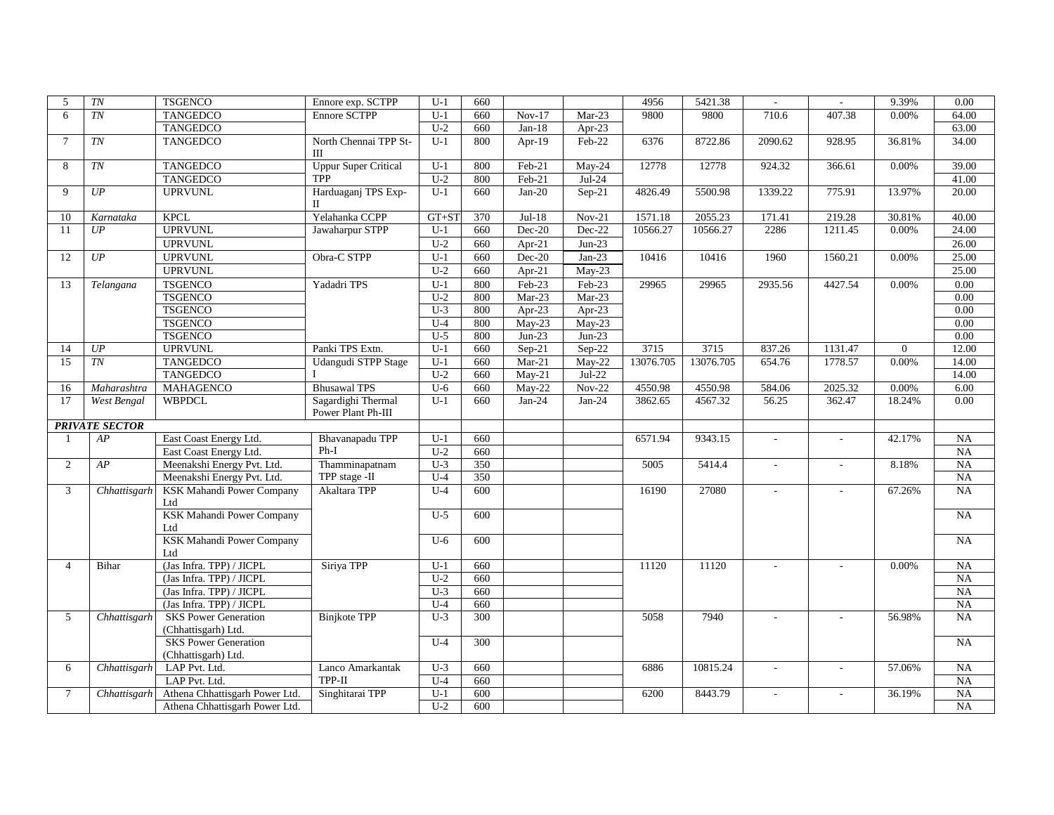| | | | | | | | | | | | | | |
|---|---|---|---|---|---|---|---|---|---|---|---|---|---|
| 5 | *TN* | TSGENCO | Ennore exp. SCTPP | U-1 | 660 | | | 4956 | 5421.38 | - | - | 9.39% | 0.00 |
| 6 | *TN* | TANGEDCO | Ennore SCTPP | U-1 | 660 | Nov-17 | Mar-23 | 9800 | 9800 | 710.6 | 407.38 | 0.00% | 64.00 |
| | | TANGEDCO | | U-2 | 660 | Jan-18 | Apr-23 | | | | | | 63.00 |
| 7 | *TN* | TANGEDCO | North Chennai TPP St-III | U-1 | 800 | Apr-19 | Feb-22 | 6376 | 8722.86 | 2090.62 | 928.95 | 36.81% | 34.00 |
| 8 | *TN* | TANGEDCO | Uppur Super Critical TPP | U-1 | 800 | Feb-21 | May-24 | 12778 | 12778 | 924.32 | 366.61 | 0.00% | 39.00 |
| | | TANGEDCO | | U-2 | 800 | Feb-21 | Jul-24 | | | | | | 41.00 |
| 9 | *UP* | UPRVUNL | Harduaganj TPS Exp-II | U-1 | 660 | Jan-20 | Sep-21 | 4826.49 | 5500.98 | 1339.22 | 775.91 | 13.97% | 20.00 |
| 10 | *Karnataka* | KPCL | Yelahanka CCPP | GT+ST | 370 | Jul-18 | Nov-21 | 1571.18 | 2055.23 | 171.41 | 219.28 | 30.81% | 40.00 |
| 11 | *UP* | UPRVUNL | Jawaharpur STPP | U-1 | 660 | Dec-20 | Dec-22 | 10566.27 | 10566.27 | 2286 | 1211.45 | 0.00% | 24.00 |
| | | UPRVUNL | | U-2 | 660 | Apr-21 | Jun-23 | | | | | | 26.00 |
| 12 | *UP* | UPRVUNL | Obra-C STPP | U-1 | 660 | Dec-20 | Jan-23 | 10416 | 10416 | 1960 | 1560.21 | 0.00% | 25.00 |
| | | UPRVUNL | | U-2 | 660 | Apr-21 | May-23 | | | | | | 25.00 |
| 13 | *Telangana* | TSGENCO | Yadadri TPS | U-1 | 800 | Feb-23 | Feb-23 | 29965 | 29965 | 2935.56 | 4427.54 | 0.00% | 0.00 |
| | | TSGENCO | | U-2 | 800 | Mar-23 | Mar-23 | | | | | | 0.00 |
| | | TSGENCO | | U-3 | 800 | Apr-23 | Apr-23 | | | | | | 0.00 |
| | | TSGENCO | | U-4 | 800 | May-23 | May-23 | | | | | | 0.00 |
| | | TSGENCO | | U-5 | 800 | Jun-23 | Jun-23 | | | | | | 0.00 |
| 14 | *UP* | UPRVUNL | Panki TPS Extn. | U-1 | 660 | Sep-21 | Sep-22 | 3715 | 3715 | 837.26 | 1131.47 | 0 | 12.00 |
| 15 | *TN* | TANGEDCO | Udangudi STPP Stage I | U-1 | 660 | Mar-21 | May-22 | 13076.705 | 13076.705 | 654.76 | 1778.57 | 0.00% | 14.00 |
| | | TANGEDCO | | U-2 | 660 | May-21 | Jul-22 | | | | | | 14.00 |
| 16 | *Maharashtra* | MAHAGENCO | Bhusawal TPS | U-6 | 660 | May-22 | Nov-22 | 4550.98 | 4550.98 | 584.06 | 2025.32 | 0.00% | 6.00 |
| 17 | *West Bengal* | WBPDCL | Sagardighi Thermal Power Plant Ph-III | U-1 | 660 | Jan-24 | Jan-24 | 3862.65 | 4567.32 | 56.25 | 362.47 | 18.24% | 0.00 |
| ***PRIVATE SECTOR*** | | | | | | | | | | | | | |
| 1 | *AP* | East Coast Energy Ltd. | Bhavanapadu TPP Ph-I | U-1 | 660 | | | 6571.94 | 9343.15 | - | - | 42.17% | NA |
| | | East Coast Energy Ltd. | | U-2 | 660 | | | | | | | | NA |
| 2 | *AP* | Meenakshi Energy Pvt. Ltd. | Thamminapatnam TPP stage -II | U-3 | 350 | | | 5005 | 5414.4 | - | - | 8.18% | NA |
| | | Meenakshi energy Pvt. Ltd. | | U-4 | 350 | | | | | | | | NA |
| 3 | *Chhattisgarh* | KSK Mahandi Power Company Ltd | Akaltara TPP | U-4 | 600 | | | 16190 | 27080 | - | - | 67.26% | NA |
| | | KSK Mahandi Power Company Ltd | | U-5 | 600 | | | | | | | | NA |
| | | KSK Mahandi Power Company Ltd | | U-6 | 600 | | | | | | | | NA |
| 4 | Bihar | (Jas Infra. TPP) / JICPL | Siriya TPP | U-1 | 660 | | | 11120 | 11120 | - | - | 0.00% | NA |
| | | (Jas Infra. TPP) / JICPL | | U-2 | 660 | | | | | | | | NA |
| | | (Jas Infra. TPP) / JICPL | | U-3 | 660 | | | | | | | | NA |
| | | (Jas Infra. TPP) / JICPL | | U-4 | 660 | | | | | | | | NA |
| 5 | *Chhattisgarh* | SKS Power Generation (Chhattisgarh) Ltd. | Binjkote TPP | U-3 | 300 | | | 5058 | 7940 | - | - | 56.98% | NA |
| | | SKS Power Generation (Chhattisgarh) Ltd. | | U-4 | 300 | | | | | | | | NA |
| 6 | *Chhattisgarh* | LAP Pvt. Ltd. | Lanco Amarkantak TPP-II | U-3 | 660 | | | 6886 | 10815.24 | - | - | 57.06% | NA |
| | | LAP Pvt. Ltd. | | U-4 | 660 | | | | | | | | NA |
| 7 | *Chhattisgarh* | Athena Chhattisgarh Power Ltd. | Singhitarai TPP | U-1 | 600 | | | 6200 | 8443.79 | - | - | 36.19% | NA |
| | | Athena Chhattisgarh Power Ltd. | | U-2 | 600 | | | | | | | | NA |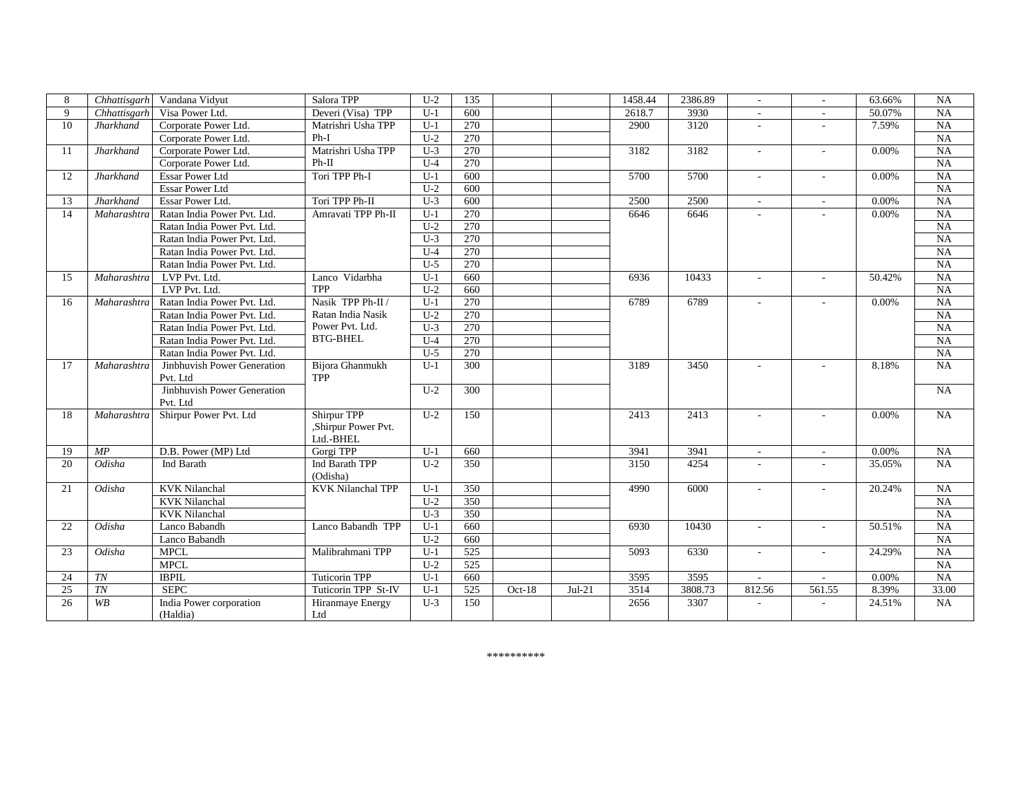| | | | | | | | | | | | | | |
|---|---|---|---|---|---|---|---|---|---|---|---|---|---|
| 8 | *Chhattisgarh* | Vandana Vidyut | Salora TPP | U-2 | 135 | | | 1458.44 | 2386.89 | - | - | 63.66% | NA |
| 9 | *Chhattisgarh* | Visa Power Ltd. | Deveri (Visa) TPP | U-1 | 600 | | | 2618.7 | 3930 | - | - | 50.07% | NA |
| 10 | *Jharkhand* | Corporate Power Ltd. | Matrishri Usha TPP Ph-I | U-1 | 270 | | | 2900 | 3120 | - | - | 7.59% | NA |
| | | Corporate Power Ltd. | | U-2 | 270 | | | | | | | | NA |
| 11 | *Jharkhand* | Corporate Power Ltd. | Matrishri Usha TPP Ph-II | U-3 | 270 | | | 3182 | 3182 | - | - | 0.00% | NA |
| | | Corporate Power Ltd. | | U-4 | 270 | | | | | | | | NA |
| 12 | *Jharkhand* | Essar Power Ltd | Tori TPP Ph-I | U-1 | 600 | | | 5700 | 5700 | - | - | 0.00% | NA |
| | | Essar Power Ltd | | U-2 | 600 | | | | | | | | NA |
| 13 | *Jharkhand* | Essar Power Ltd. | Tori TPP Ph-II | U-3 | 600 | | | 2500 | 2500 | - | - | 0.00% | NA |
| 14 | *Maharashtra* | Ratan India Power Pvt. Ltd. | Amravati TPP Ph-II | U-1 | 270 | | | 6646 | 6646 | - | - | 0.00% | NA |
| | | Ratan India Power Pvt. Ltd. | | U-2 | 270 | | | | | | | | NA |
| | | Ratan India Power Pvt. Ltd. | | U-3 | 270 | | | | | | | | NA |
| | | Ratan India Power Pvt. Ltd. | | U-4 | 270 | | | | | | | | NA |
| | | Ratan India Power Pvt. Ltd. | | U-5 | 270 | | | | | | | | NA |
| 15 | *Maharashtra* | LVP Pvt. Ltd. | Lanco Vidarbha TPP | U-1 | 660 | | | 6936 | 10433 | - | - | 50.42% | NA |
| | | LVP Pvt. Ltd. | | U-2 | 660 | | | | | | | | NA |
| 16 | *Maharashtra* | Ratan India Power Pvt. Ltd. | Nasik TPP Ph-II / Ratan India Nasik Power Pvt. Ltd. BTG-BHEL | U-1 | 270 | | | 6789 | 6789 | - | - | 0.00% | NA |
| | | Ratan India Power Pvt. Ltd. | | U-2 | 270 | | | | | | | | NA |
| | | Ratan India Power Pvt. Ltd. | | U-3 | 270 | | | | | | | | NA |
| | | Ratan India Power Pvt. Ltd. | | U-4 | 270 | | | | | | | | NA |
| | | Ratan India Power Pvt. Ltd. | | U-5 | 270 | | | | | | | | NA |
| 17 | *Maharashtra* | Jinbhuvish Power Generation Pvt. Ltd | Bijora Ghanmukh TPP | U-1 | 300 | | | 3189 | 3450 | - | - | 8.18% | NA |
| | | Jinbhuvish Power Generation Pvt. Ltd | | U-2 | 300 | | | | | | | | NA |
| 18 | *Maharashtra* | Shirpur Power Pvt. Ltd | Shirpur TPP ,Shirpur Power Pvt. Ltd.-BHEL | U-2 | 150 | | | 2413 | 2413 | - | - | 0.00% | NA |
| 19 | *MP* | D.B. Power (MP) Ltd | Gorgi TPP | U-1 | 660 | | | 3941 | 3941 | - | - | 0.00% | NA |
| 20 | *Odisha* | Ind Barath | Ind Barath TPP (Odisha) | U-2 | 350 | | | 3150 | 4254 | - | - | 35.05% | NA |
| 21 | *Odisha* | KVK Nilanchal | KVK Nilanchal TPP | U-1 | 350 | | | 4990 | 6000 | - | - | 20.24% | NA |
| | | KVK Nilanchal | | U-2 | 350 | | | | | | | | NA |
| | | KVK Nilanchal | | U-3 | 350 | | | | | | | | NA |
| 22 | *Odisha* | Lanco Babandh | Lanco Babandh TPP | U-1 | 660 | | | 6930 | 10430 | - | - | 50.51% | NA |
| | | Lanco Babandh | | U-2 | 660 | | | | | | | | NA |
| 23 | *Odisha* | MPCL | Malibrahmani TPP | U-1 | 525 | | | 5093 | 6330 | - | - | 24.29% | NA |
| | | MPCL | | U-2 | 525 | | | | | | | | NA |
| 24 | *TN* | IBPIL | Tuticorin TPP | U-1 | 660 | | | 3595 | 3595 | - | - | 0.00% | NA |
| 25 | *TN* | SEPC | Tuticorin TPP St-IV | U-1 | 525 | Oct-18 | Jul-21 | 3514 | 3808.73 | 812.56 | 561.55 | 8.39% | 33.00 |
| 26 | *WB* | India Power corporation (Haldia) | Hiranmaye Energy Ltd | U-3 | 150 | | | 2656 | 3307 | - | - | 24.51% | NA |

**********